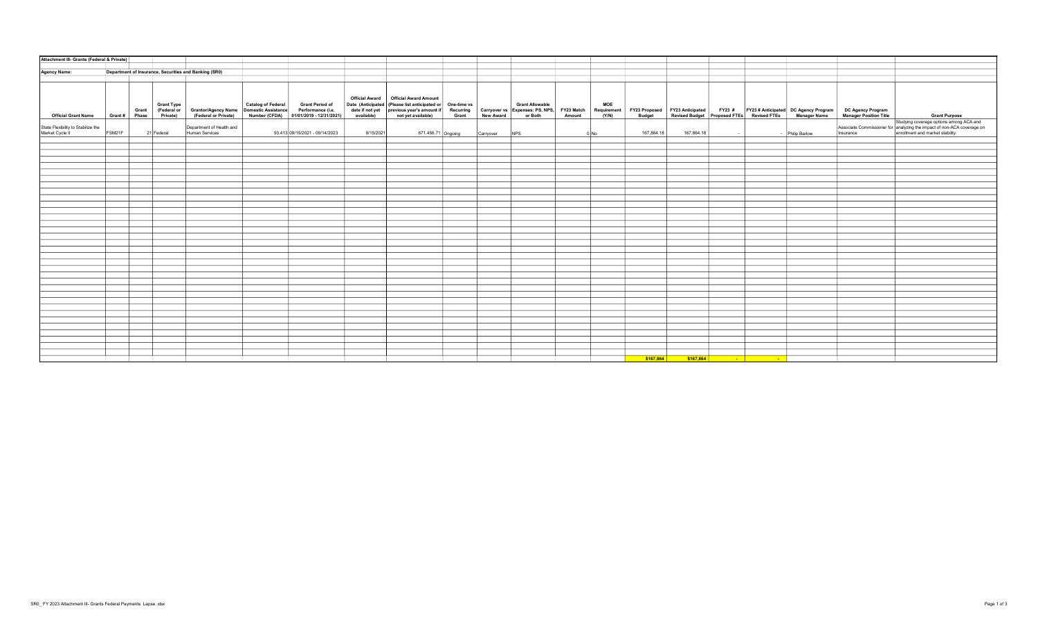**Attachment III- Grants (Federal & Private)**

**Agency Name:** Department of Insurance, Securities and Banking (SR0)

| Official Grant Name | Grant # | Grant Phase | Grant Type (Federal or Private) | Grantor/Agency Name (Federal or Private) | Catalog of Federal Domestic Assistance Number (CFDA) | Grant Period of Performance (i.e. 01/01/2019 - 12/31/2021) | Official Award Date (Anticipated date if not yet available) | Official Award Amount (Please list anticipated or previous year's amount if not yet available) | One-time vs Recurring Grant | Carryover vs New Award | Grant Allowable Expenses: PS, NPS, or Both | FY23 Match Amount | MOE Requirement (Y/N) | FY23 Proposed Budget | FY23 Anticipated Revised Budget | FY23 # Proposed FTEs | FY23 # Anticipated Revised FTEs | DC Agency Program Manager Name | DC Agency Program Manager Position Title | Grant Purpose |
|---|---|---|---|---|---|---|---|---|---|---|---|---|---|---|---|---|---|---|---|---|
| State Flexibility to Stabilize the Market Cycle II | FSM21F | 21 | Federal | Department of Health and Human Services | 93.413 | 09/15/2021 - 09/14/2023 | 9/15/2021 | 671,456.71 | Ongoing | Carryover | NPS | 0 | No | 167,864.18 | 167,864.18 | - | - | Philip Barlow | Associate Commissioner for Insurance | Studying coverage options among ACA and analyzing the impact of non-ACA coverage on enrollment and market stability. |
| | | | | | | | | | | | | | | $167,864 | $167,864 | - | - | | | |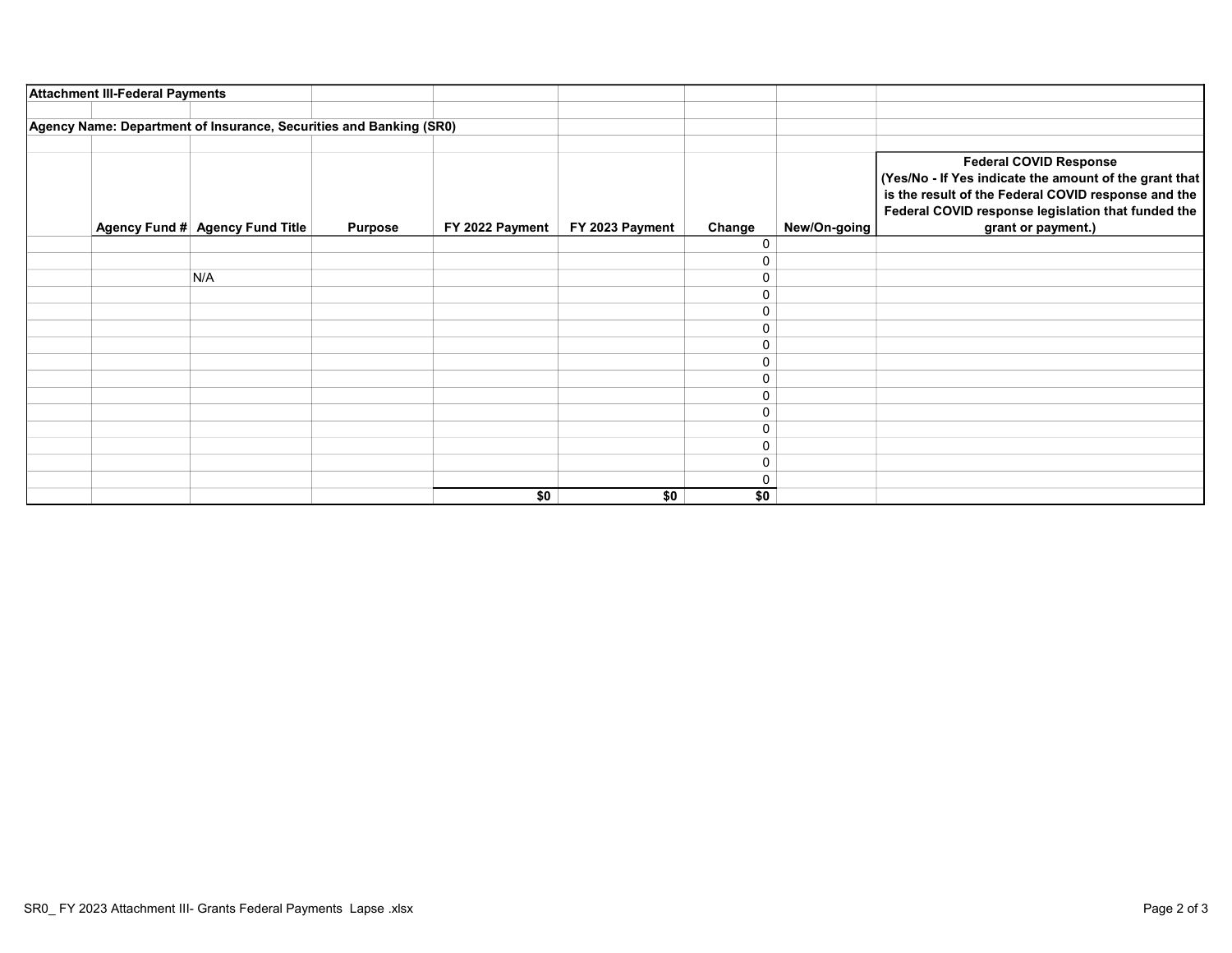**Attachment III-Federal Payments**

**Agency Name: Department of Insurance, Securities and Banking (SR0)**

| | Agency Fund # | Agency Fund Title | Purpose | FY 2022 Payment | FY 2023 Payment | Change | New/On-going | Federal COVID Response (Yes/No - If Yes indicate the amount of the grant that is the result of the Federal COVID response and the Federal COVID response legislation that funded the grant or payment.) |
|---|---|---|---|---|---|---|---|---|
| | | | | | | 0 | | |
| | | | | | | 0 | | |
| | | N/A | | | | 0 | | |
| | | | | | | 0 | | |
| | | | | | | 0 | | |
| | | | | | | 0 | | |
| | | | | | | 0 | | |
| | | | | | | 0 | | |
| | | | | | | 0 | | |
| | | | | | | 0 | | |
| | | | | | | 0 | | |
| | | | | | | 0 | | |
| | | | | | | 0 | | |
| | | | | | | 0 | | |
| | | | | | | 0 | | |
| | | | | **$0** | **$0** | **$0** | | |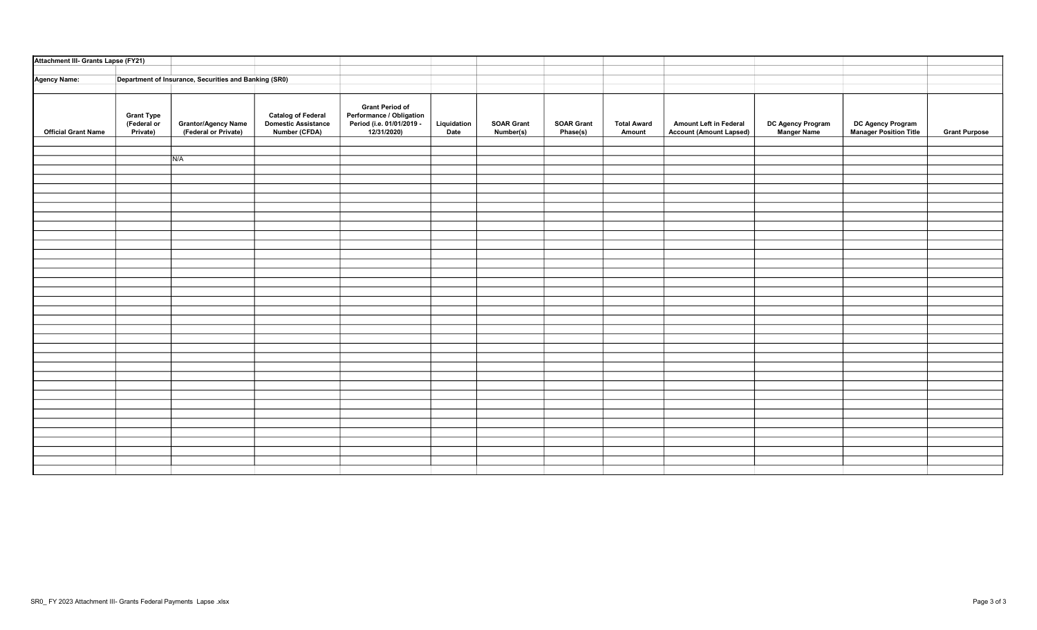**Attachment III- Grants Lapse (FY21)**

**Agency Name:** **Department of Insurance, Securities and Banking (SR0)**

| Official Grant Name | Grant Type (Federal or Private) | Grantor/Agency Name (Federal or Private) | Catalog of Federal Domestic Assistance Number (CFDA) | Grant Period of Performance / Obligation Period (i.e. 01/01/2019 - 12/31/2020) | Liquidation Date | SOAR Grant Number(s) | SOAR Grant Phase(s) | Total Award Amount | Amount Left in Federal Account (Amount Lapsed) | DC Agency Program Manger Name | DC Agency Program Manager Position Title | Grant Purpose |
|---|---|---|---|---|---|---|---|---|---|---|---|---|
| | | | | | | | | | | | | |
| | | N/A | | | | | | | | | | |

SR0_ FY 2023 Attachment III- Grants Federal Payments Lapse .xlsx